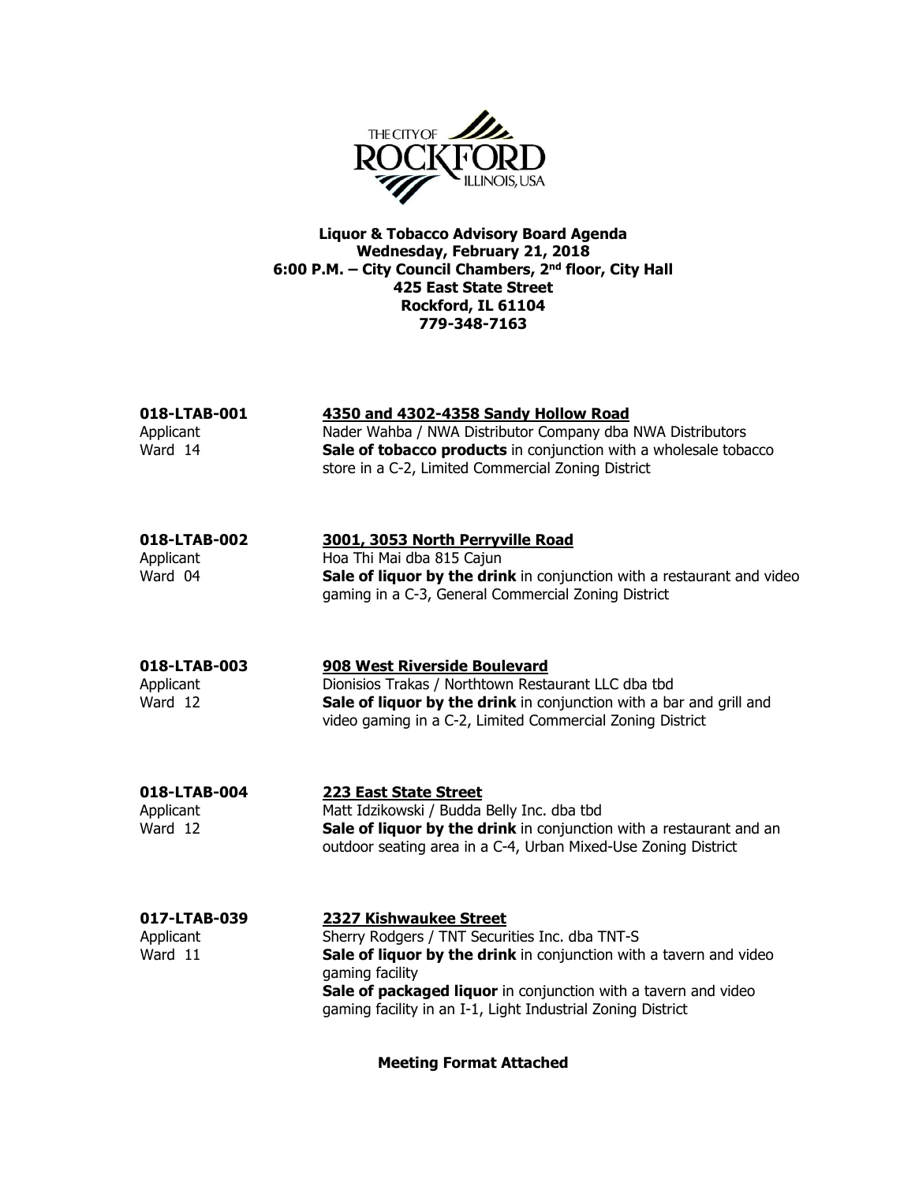# Liquor & Tobacco Advisory Board Agenda

**Wednesday, February 21, 2018**
**6:00 P.M. – City Council Chambers, 2nd floor, City Hall**
**425 East State Street**
**Rockford, IL 61104**
**779-348-7163**

**018-LTAB-001** — **4350 and 4302-4358 Sandy Hollow Road**
Applicant: Nader Wahba / NWA Distributor Company dba NWA Distributors
Ward 14: **Sale of tobacco products** in conjunction with a wholesale tobacco store in a C-2, Limited Commercial Zoning District

**018-LTAB-002** — **3001, 3053 North Perryville Road**
Applicant: Hoa Thi Mai dba 815 Cajun
Ward 04: **Sale of liquor by the drink** in conjunction with a restaurant and video gaming in a C-3, General Commercial Zoning District

**018-LTAB-003** — **908 West Riverside Boulevard**
Applicant: Dionisios Trakas / Northtown Restaurant LLC dba tbd
Ward 12: **Sale of liquor by the drink** in conjunction with a bar and grill and video gaming in a C-2, Limited Commercial Zoning District

**018-LTAB-004** — **223 East State Street**
Applicant: Matt Idzikowski / Budda Belly Inc. dba tbd
Ward 12: **Sale of liquor by the drink** in conjunction with a restaurant and an outdoor seating area in a C-4, Urban Mixed-Use Zoning District

**017-LTAB-039** — **2327 Kishwaukee Street**
Applicant: Sherry Rodgers / TNT Securities Inc. dba TNT-S
Ward 11: **Sale of liquor by the drink** in conjunction with a tavern and video gaming facility
**Sale of packaged liquor** in conjunction with a tavern and video gaming facility in an I-1, Light Industrial Zoning District

**Meeting Format Attached**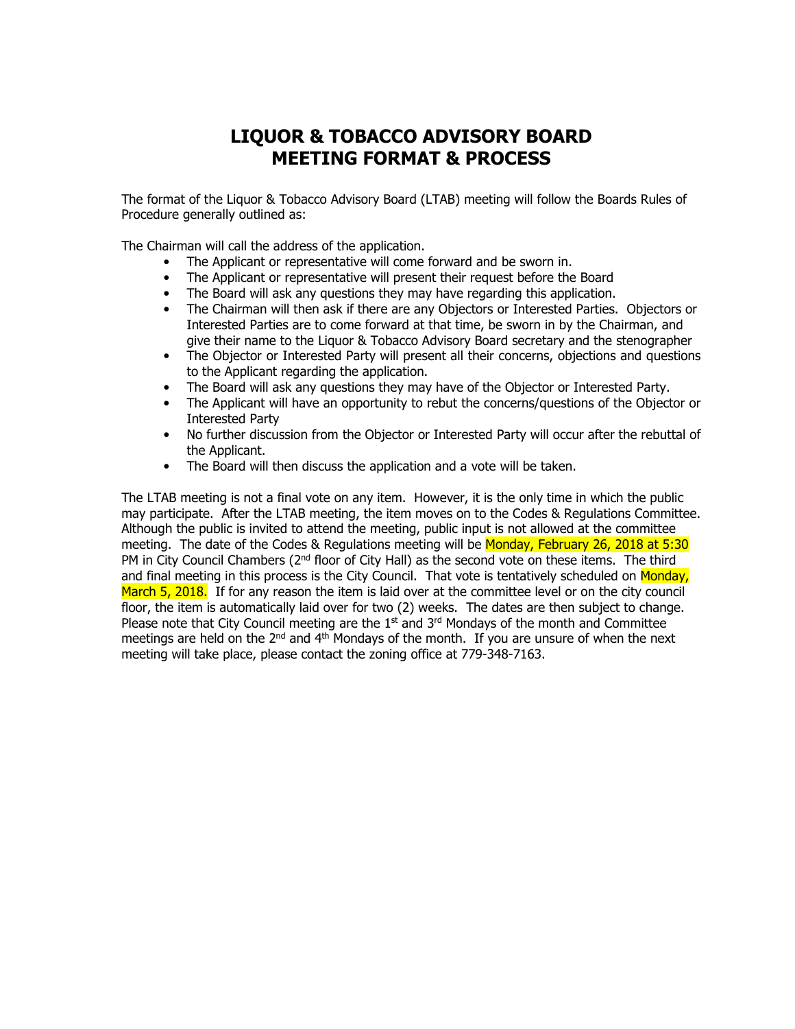# LIQUOR & TOBACCO ADVISORY BOARD MEETING FORMAT & PROCESS

The format of the Liquor & Tobacco Advisory Board (LTAB) meeting will follow the Boards Rules of Procedure generally outlined as:

The Chairman will call the address of the application.

- The Applicant or representative will come forward and be sworn in.
- The Applicant or representative will present their request before the Board
- The Board will ask any questions they may have regarding this application.
- The Chairman will then ask if there are any Objectors or Interested Parties. Objectors or Interested Parties are to come forward at that time, be sworn in by the Chairman, and give their name to the Liquor & Tobacco Advisory Board secretary and the stenographer
- The Objector or Interested Party will present all their concerns, objections and questions to the Applicant regarding the application.
- The Board will ask any questions they may have of the Objector or Interested Party.
- The Applicant will have an opportunity to rebut the concerns/questions of the Objector or Interested Party
- No further discussion from the Objector or Interested Party will occur after the rebuttal of the Applicant.
- The Board will then discuss the application and a vote will be taken.

The LTAB meeting is not a final vote on any item. However, it is the only time in which the public may participate. After the LTAB meeting, the item moves on to the Codes & Regulations Committee. Although the public is invited to attend the meeting, public input is not allowed at the committee meeting. The date of the Codes & Regulations meeting will be Monday, February 26, 2018 at 5:30 PM in City Council Chambers (2nd floor of City Hall) as the second vote on these items. The third and final meeting in this process is the City Council. That vote is tentatively scheduled on Monday, March 5, 2018. If for any reason the item is laid over at the committee level or on the city council floor, the item is automatically laid over for two (2) weeks. The dates are then subject to change. Please note that City Council meeting are the 1st and 3rd Mondays of the month and Committee meetings are held on the 2nd and 4th Mondays of the month. If you are unsure of when the next meeting will take place, please contact the zoning office at 779-348-7163.